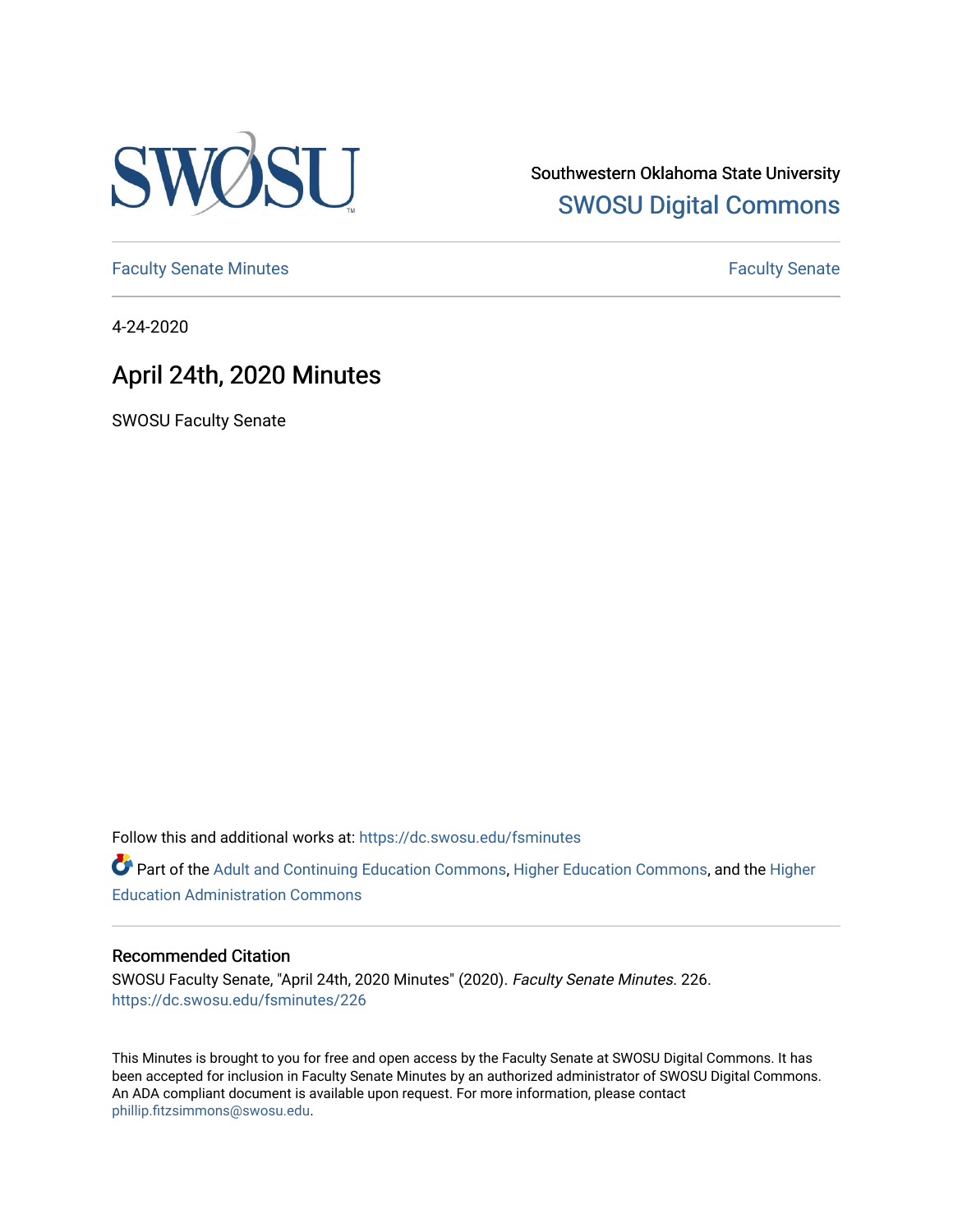Southwestern Oklahoma State University
SWOSU Digital Commons

Faculty Senate Minutes

Faculty Senate

4-24-2020

# April 24th, 2020 Minutes

SWOSU Faculty Senate

Follow this and additional works at: https://dc.swosu.edu/fsminutes

Part of the Adult and Continuing Education Commons, Higher Education Commons, and the Higher Education Administration Commons

### Recommended Citation

SWOSU Faculty Senate, "April 24th, 2020 Minutes" (2020). *Faculty Senate Minutes*. 226.
https://dc.swosu.edu/fsminutes/226

This Minutes is brought to you for free and open access by the Faculty Senate at SWOSU Digital Commons. It has been accepted for inclusion in Faculty Senate Minutes by an authorized administrator of SWOSU Digital Commons. An ADA compliant document is available upon request. For more information, please contact phillip.fitzsimmons@swosu.edu.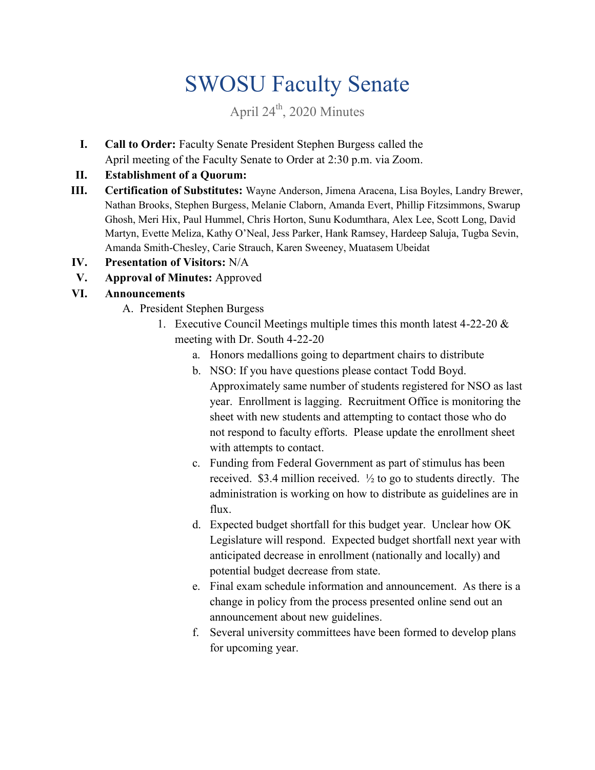# SWOSU Faculty Senate

April 24th, 2020 Minutes

I. **Call to Order:** Faculty Senate President Stephen Burgess called the April meeting of the Faculty Senate to Order at 2:30 p.m. via Zoom.

II. **Establishment of a Quorum:**

III. **Certification of Substitutes:** Wayne Anderson, Jimena Aracena, Lisa Boyles, Landry Brewer, Nathan Brooks, Stephen Burgess, Melanie Claborn, Amanda Evert, Phillip Fitzsimmons, Swarup Ghosh, Meri Hix, Paul Hummel, Chris Horton, Sunu Kodumthara, Alex Lee, Scott Long, David Martyn, Evette Meliza, Kathy O'Neal, Jess Parker, Hank Ramsey, Hardeep Saluja, Tugba Sevin, Amanda Smith-Chesley, Carie Strauch, Karen Sweeney, Muatasem Ubeidat

IV. **Presentation of Visitors:** N/A

V. **Approval of Minutes:** Approved

VI. **Announcements**

A. President Stephen Burgess

1. Executive Council Meetings multiple times this month latest 4-22-20 & meeting with Dr. South 4-22-20

   a. Honors medallions going to department chairs to distribute

   b. NSO: If you have questions please contact Todd Boyd. Approximately same number of students registered for NSO as last year. Enrollment is lagging. Recruitment Office is monitoring the sheet with new students and attempting to contact those who do not respond to faculty efforts. Please update the enrollment sheet with attempts to contact.

   c. Funding from Federal Government as part of stimulus has been received. $3.4 million received. ½ to go to students directly. The administration is working on how to distribute as guidelines are in flux.

   d. Expected budget shortfall for this budget year. Unclear how OK Legislature will respond. Expected budget shortfall next year with anticipated decrease in enrollment (nationally and locally) and potential budget decrease from state.

   e. Final exam schedule information and announcement. As there is a change in policy from the process presented online send out an announcement about new guidelines.

   f. Several university committees have been formed to develop plans for upcoming year.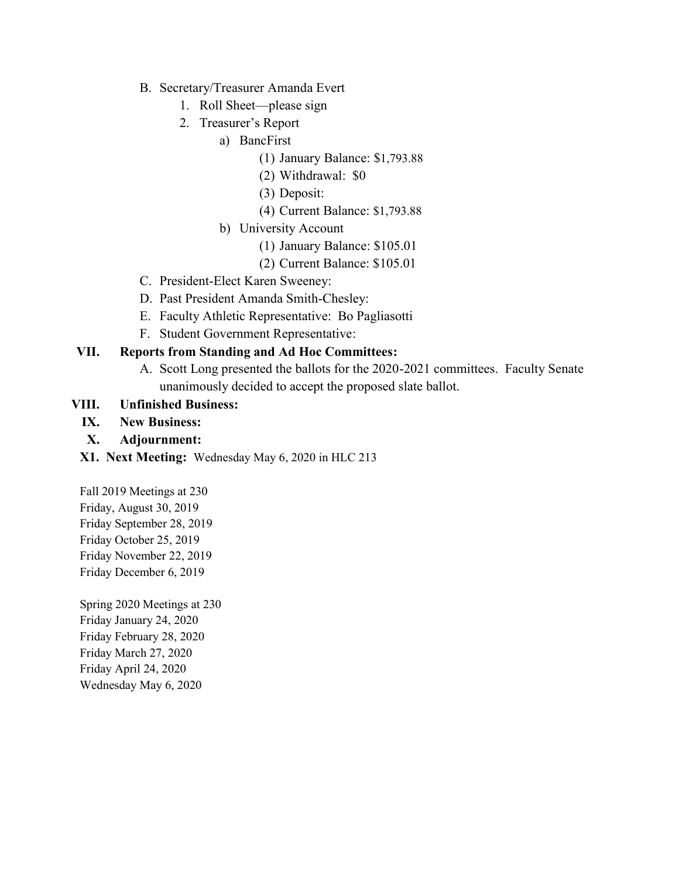B. Secretary/Treasurer Amanda Evert
   1. Roll Sheet—please sign
   2. Treasurer's Report
      a) BancFirst
         (1) January Balance: $1,793.88
         (2) Withdrawal: $0
         (3) Deposit:
         (4) Current Balance: $1,793.88
      b) University Account
         (1) January Balance: $105.01
         (2) Current Balance: $105.01

C. President-Elect Karen Sweeney:

D. Past President Amanda Smith-Chesley:

E. Faculty Athletic Representative: Bo Pagliasotti

F. Student Government Representative:

**VII. Reports from Standing and Ad Hoc Committees:**

A. Scott Long presented the ballots for the 2020-2021 committees. Faculty Senate unanimously decided to accept the proposed slate ballot.

**VIII. Unfinished Business:**

**IX. New Business:**

**X. Adjournment:**

**X1. Next Meeting:** Wednesday May 6, 2020 in HLC 213

Fall 2019 Meetings at 230
Friday, August 30, 2019
Friday September 28, 2019
Friday October 25, 2019
Friday November 22, 2019
Friday December 6, 2019

Spring 2020 Meetings at 230
Friday January 24, 2020
Friday February 28, 2020
Friday March 27, 2020
Friday April 24, 2020
Wednesday May 6, 2020